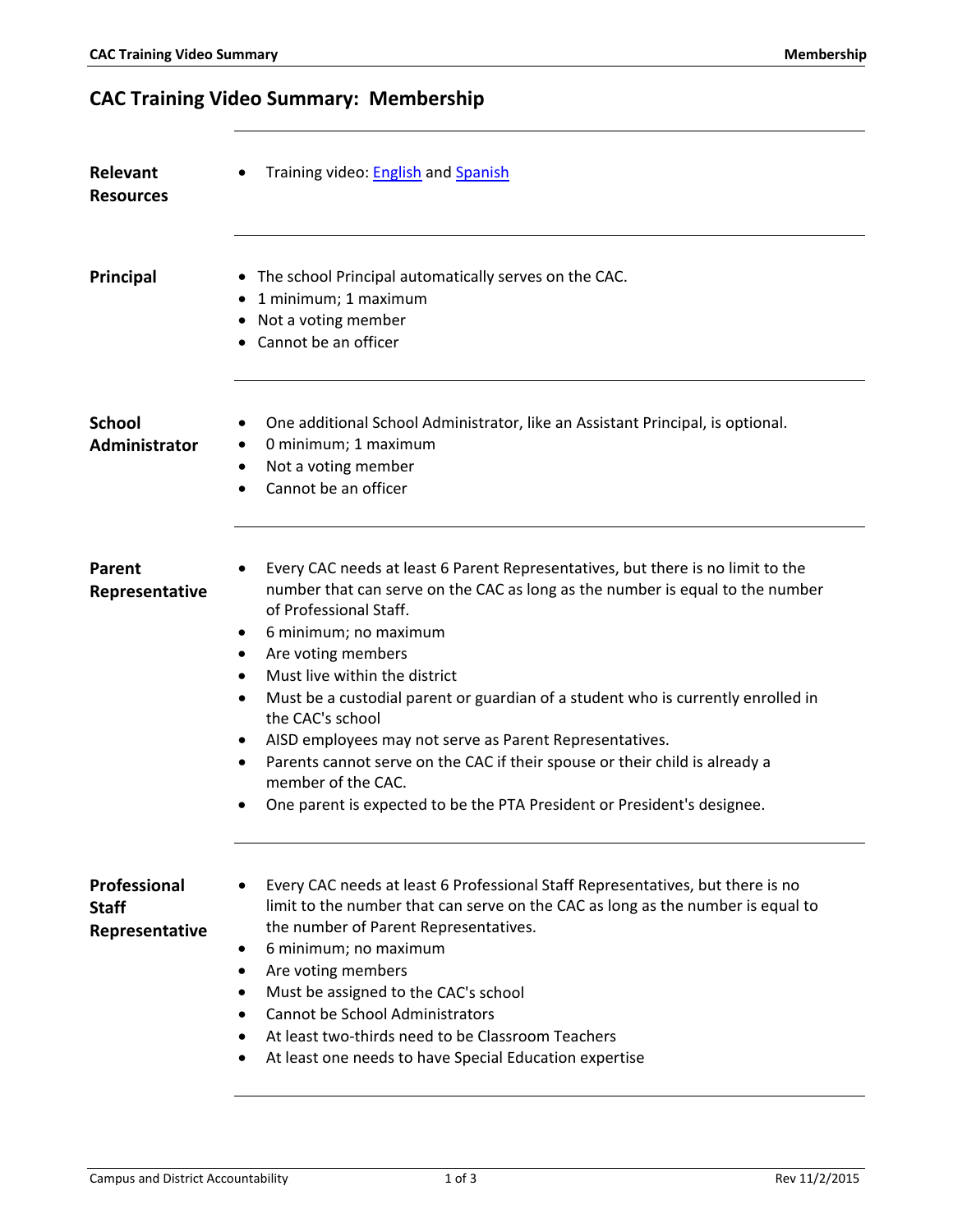# CAC Training Video Summary: Membership

## Relevant Resources

- Training video: English and Spanish

## Principal

- The school Principal automatically serves on the CAC.
- 1 minimum; 1 maximum
- Not a voting member
- Cannot be an officer

## School Administrator

- One additional School Administrator, like an Assistant Principal, is optional.
- 0 minimum; 1 maximum
- Not a voting member
- Cannot be an officer

## Parent Representative

- Every CAC needs at least 6 Parent Representatives, but there is no limit to the number that can serve on the CAC as long as the number is equal to the number of Professional Staff.
- 6 minimum; no maximum
- Are voting members
- Must live within the district
- Must be a custodial parent or guardian of a student who is currently enrolled in the CAC's school
- AISD employees may not serve as Parent Representatives.
- Parents cannot serve on the CAC if their spouse or their child is already a member of the CAC.
- One parent is expected to be the PTA President or President's designee.

## Professional Staff Representative

- Every CAC needs at least 6 Professional Staff Representatives, but there is no limit to the number that can serve on the CAC as long as the number is equal to the number of Parent Representatives.
- 6 minimum; no maximum
- Are voting members
- Must be assigned to the CAC's school
- Cannot be School Administrators
- At least two-thirds need to be Classroom Teachers
- At least one needs to have Special Education expertise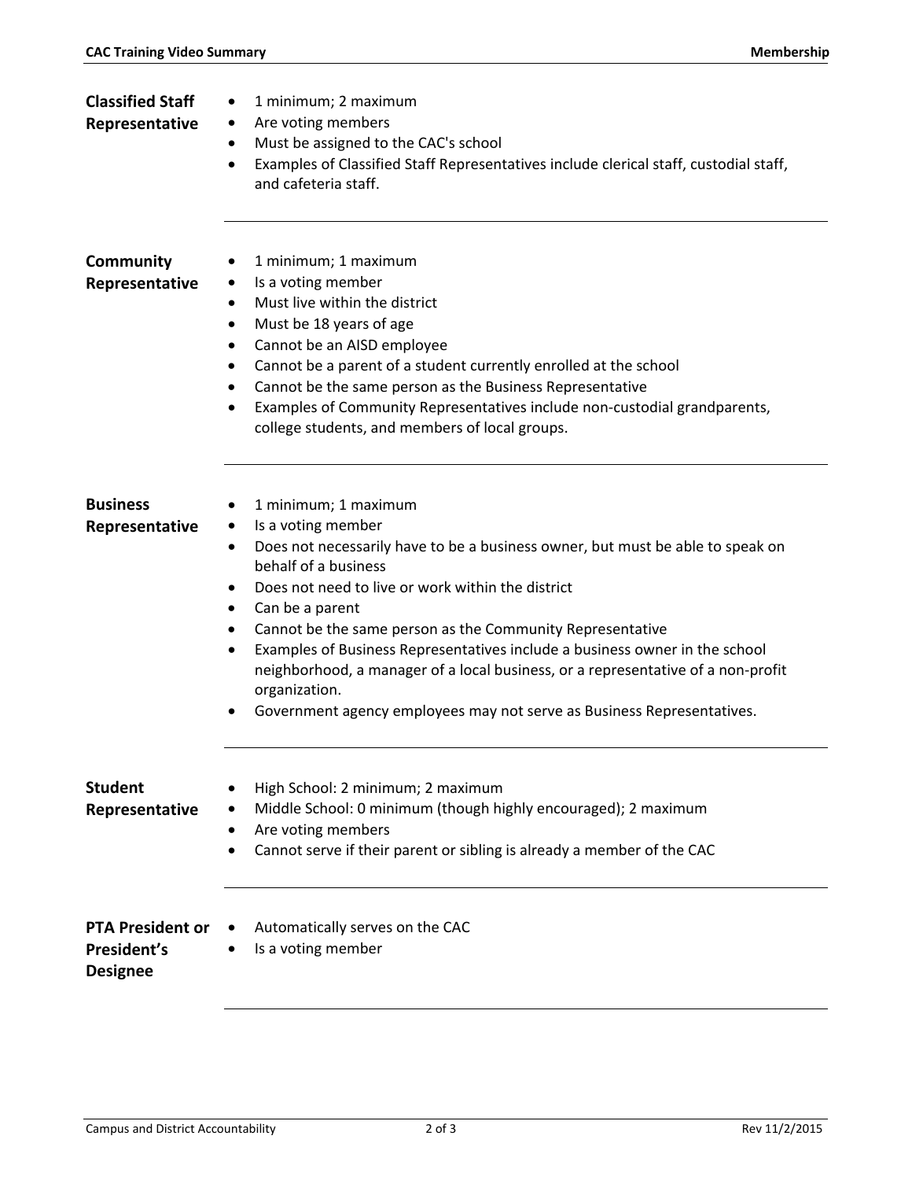### Classified Staff Representative

- 1 minimum; 2 maximum
- Are voting members
- Must be assigned to the CAC's school
- Examples of Classified Staff Representatives include clerical staff, custodial staff, and cafeteria staff.

### Community Representative

- 1 minimum; 1 maximum
- Is a voting member
- Must live within the district
- Must be 18 years of age
- Cannot be an AISD employee
- Cannot be a parent of a student currently enrolled at the school
- Cannot be the same person as the Business Representative
- Examples of Community Representatives include non-custodial grandparents, college students, and members of local groups.

### Business Representative

- 1 minimum; 1 maximum
- Is a voting member
- Does not necessarily have to be a business owner, but must be able to speak on behalf of a business
- Does not need to live or work within the district
- Can be a parent
- Cannot be the same person as the Community Representative
- Examples of Business Representatives include a business owner in the school neighborhood, a manager of a local business, or a representative of a non-profit organization.
- Government agency employees may not serve as Business Representatives.

### Student Representative

- High School: 2 minimum; 2 maximum
- Middle School: 0 minimum (though highly encouraged); 2 maximum
- Are voting members
- Cannot serve if their parent or sibling is already a member of the CAC

### PTA President or President's Designee

- Automatically serves on the CAC
- Is a voting member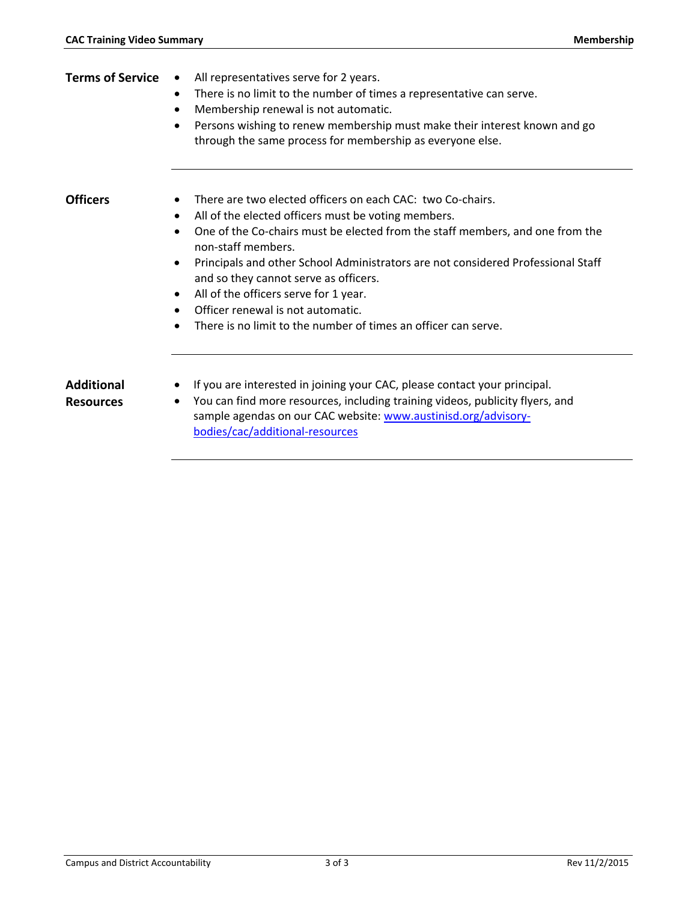## Terms of Service

- All representatives serve for 2 years.
- There is no limit to the number of times a representative can serve.
- Membership renewal is not automatic.
- Persons wishing to renew membership must make their interest known and go through the same process for membership as everyone else.

## Officers

- There are two elected officers on each CAC: two Co-chairs.
- All of the elected officers must be voting members.
- One of the Co-chairs must be elected from the staff members, and one from the non-staff members.
- Principals and other School Administrators are not considered Professional Staff and so they cannot serve as officers.
- All of the officers serve for 1 year.
- Officer renewal is not automatic.
- There is no limit to the number of times an officer can serve.

## Additional Resources

- If you are interested in joining your CAC, please contact your principal.
- You can find more resources, including training videos, publicity flyers, and sample agendas on our CAC website: [www.austinisd.org/advisory-bodies/cac/additional-resources](http://www.austinisd.org/advisory-bodies/cac/additional-resources)